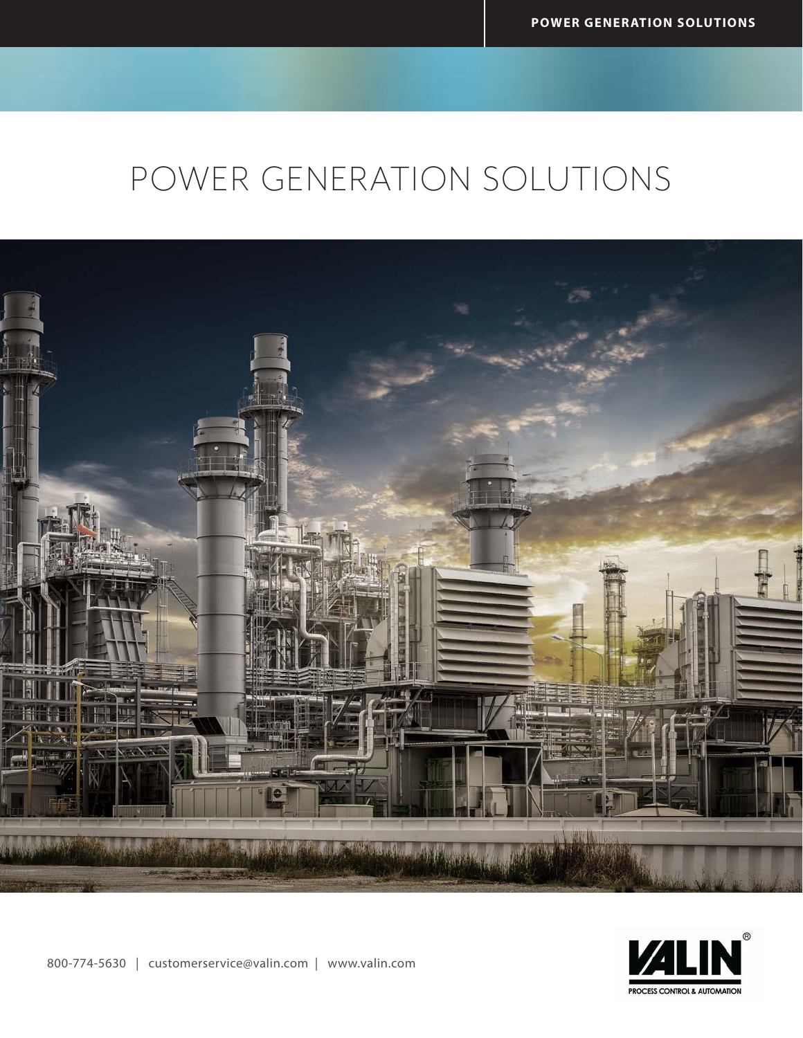# POWER GENERATION SOLUTIONS

800-774-5630 | customerservice@valin.com | www.valin.com

VALIN®

PROCESS CONTROL & AUTOMATION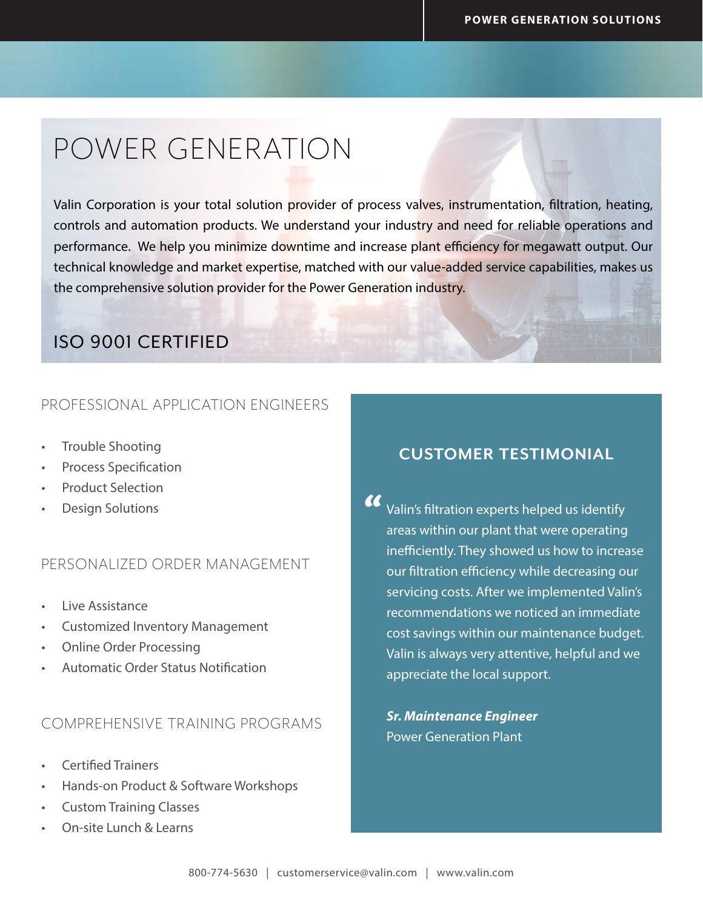# POWER GENERATION

Valin Corporation is your total solution provider of process valves, instrumentation, filtration, heating, controls and automation products. We understand your industry and need for reliable operations and performance. We help you minimize downtime and increase plant efficiency for megawatt output. Our technical knowledge and market expertise, matched with our value-added service capabilities, makes us the comprehensive solution provider for the Power Generation industry.

## ISO 9001 CERTIFIED

### PROFESSIONAL APPLICATION ENGINEERS

- Trouble Shooting
- Process Specification
- Product Selection
- Design Solutions

### PERSONALIZED ORDER MANAGEMENT

- Live Assistance
- Customized Inventory Management
- Online Order Processing
- Automatic Order Status Notification

### COMPREHENSIVE TRAINING PROGRAMS

- Certified Trainers
- Hands-on Product & Software Workshops
- Custom Training Classes
- On-site Lunch & Learns

### CUSTOMER TESTIMONIAL

“Valin's filtration experts helped us identify areas within our plant that were operating inefficiently. They showed us how to increase our filtration efficiency while decreasing our servicing costs. After we implemented Valin's recommendations we noticed an immediate cost savings within our maintenance budget. Valin is always very attentive, helpful and we appreciate the local support.

***Sr. Maintenance Engineer***
Power Generation Plant

800-774-5630 | customerservice@valin.com | www.valin.com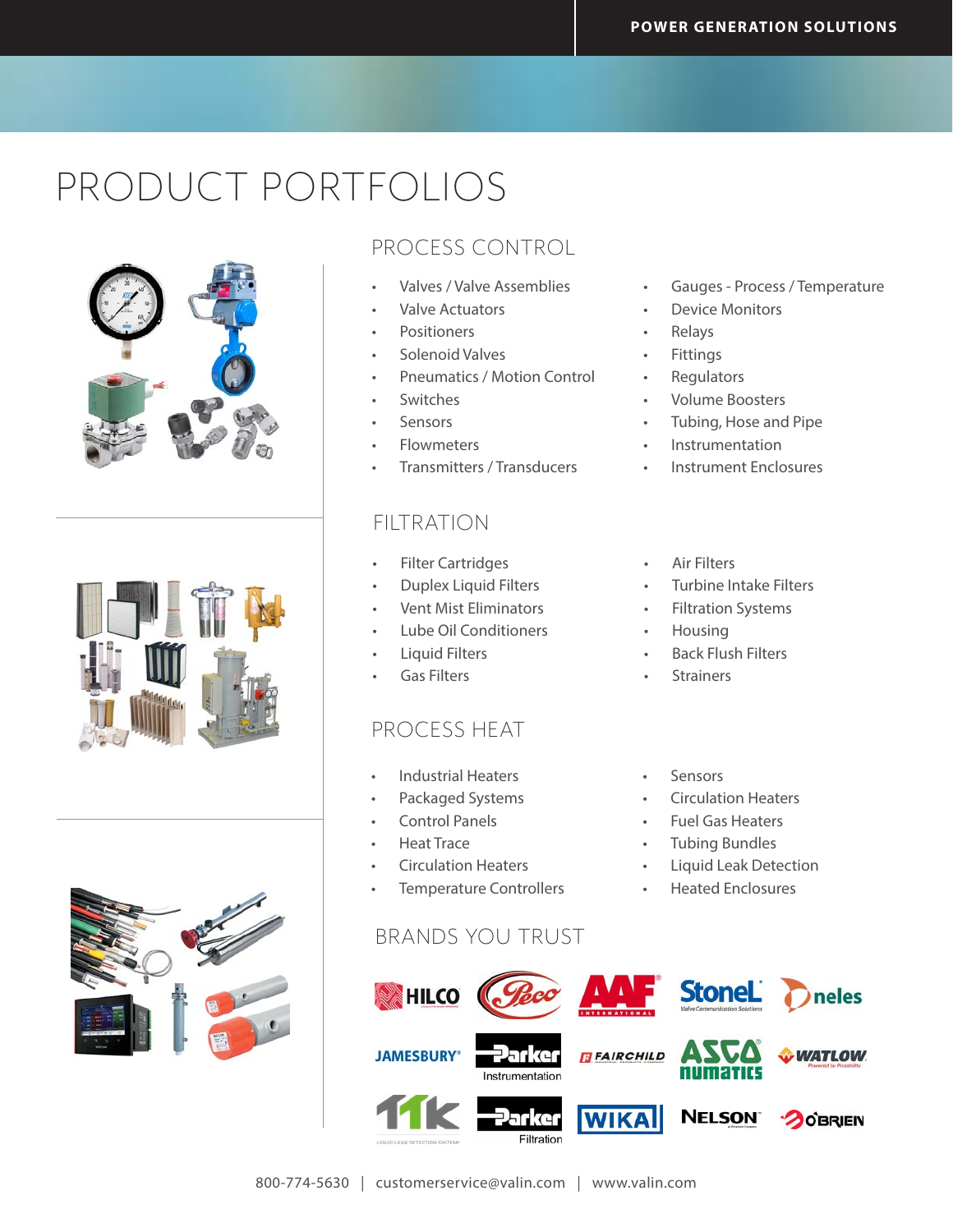# PRODUCT PORTFOLIOS

## PROCESS CONTROL

- Valves / Valve Assemblies
- Valve Actuators
- Positioners
- Solenoid Valves
- Pneumatics / Motion Control
- Switches
- Sensors
- Flowmeters
- Transmitters / Transducers
- Gauges - Process / Temperature
- Device Monitors
- Relays
- Fittings
- Regulators
- Volume Boosters
- Tubing, Hose and Pipe
- Instrumentation
- Instrument Enclosures

## FILTRATION

- Filter Cartridges
- Duplex Liquid Filters
- Vent Mist Eliminators
- Lube Oil Conditioners
- Liquid Filters
- Gas Filters
- Air Filters
- Turbine Intake Filters
- Filtration Systems
- Housing
- Back Flush Filters
- Strainers

## PROCESS HEAT

- Industrial Heaters
- Packaged Systems
- Control Panels
- Heat Trace
- Circulation Heaters
- Temperature Controllers
- Sensors
- Circulation Heaters
- Fuel Gas Heaters
- Tubing Bundles
- Liquid Leak Detection
- Heated Enclosures

## BRANDS YOU TRUST

HILCO, Peco, AAF International, StoneL, neles, JAMESBURY, Parker Instrumentation, FAIRCHILD, ASCO Numatics, WATLOW, TTK, Parker Filtration, WIKA, NELSON, O'BRIEN

800-774-5630 | customerservice@valin.com | www.valin.com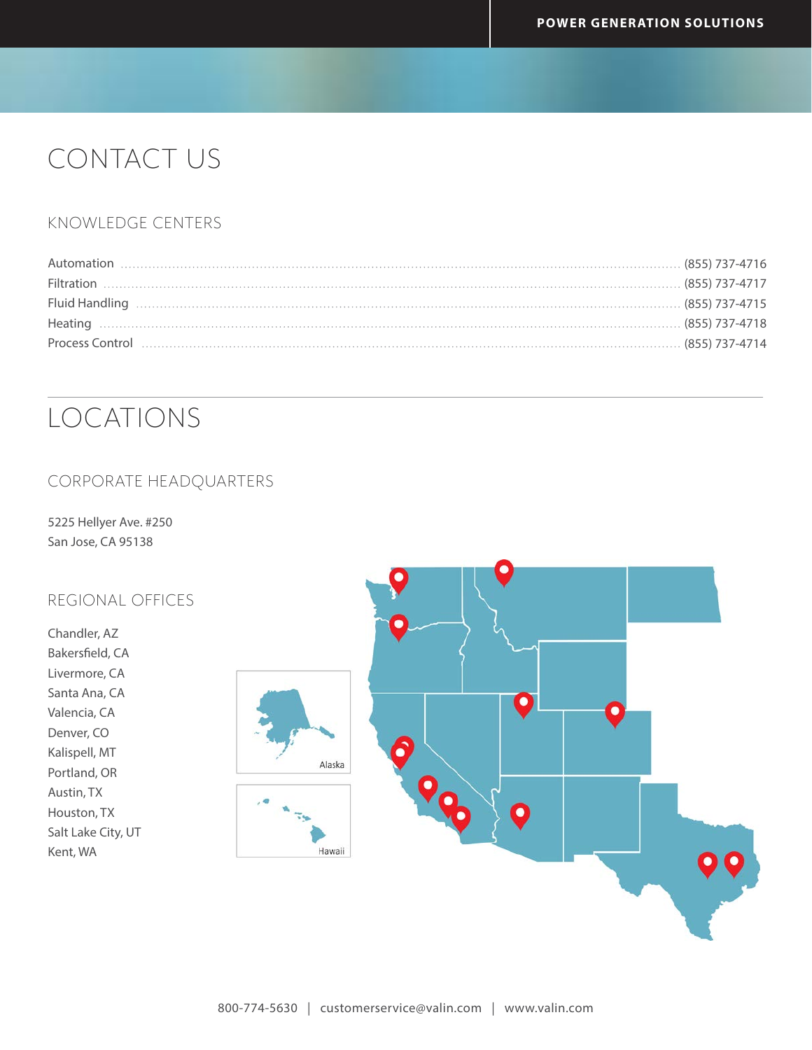# CONTACT US

## KNOWLEDGE CENTERS

| | |
|---|---|
| Automation | (855) 737-4716 |
| Filtration | (855) 737-4717 |
| Fluid Handling | (855) 737-4715 |
| Heating | (855) 737-4718 |
| Process Control | (855) 737-4714 |

# LOCATIONS

## CORPORATE HEADQUARTERS

5225 Hellyer Ave. #250
San Jose, CA 95138

## REGIONAL OFFICES

Chandler, AZ
Bakersfield, CA
Livermore, CA
Santa Ana, CA
Valencia, CA
Denver, CO
Kalispell, MT
Portland, OR
Austin, TX
Houston, TX
Salt Lake City, UT
Kent, WA

Alaska

Hawaii

800-774-5630 | customerservice@valin.com | www.valin.com